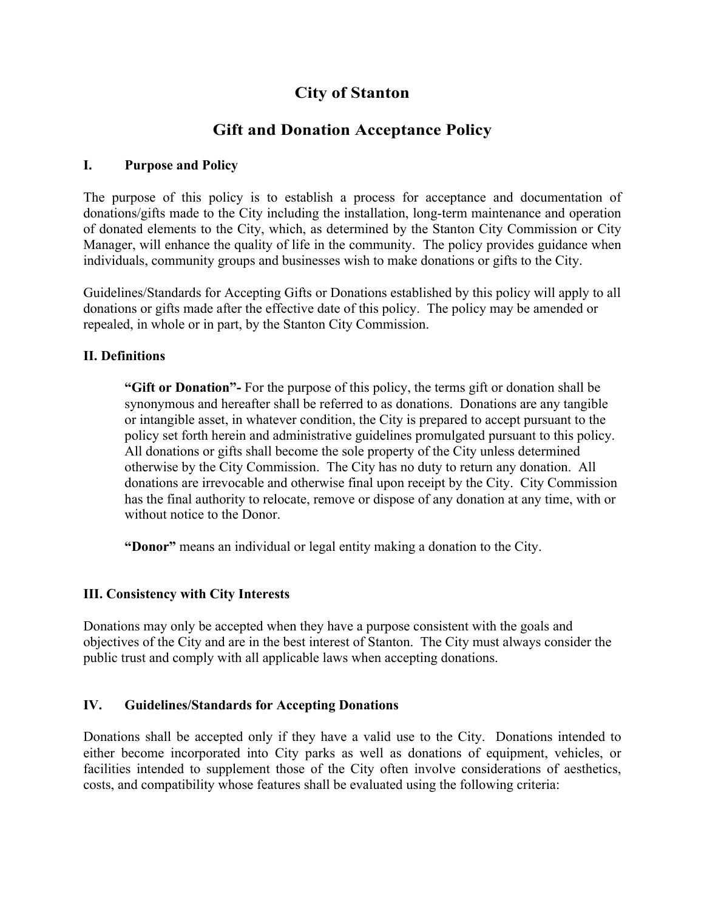# City of Stanton

## Gift and Donation Acceptance Policy

### I. Purpose and Policy

The purpose of this policy is to establish a process for acceptance and documentation of donations/gifts made to the City including the installation, long-term maintenance and operation of donated elements to the City, which, as determined by the Stanton City Commission or City Manager, will enhance the quality of life in the community. The policy provides guidance when individuals, community groups and businesses wish to make donations or gifts to the City.

Guidelines/Standards for Accepting Gifts or Donations established by this policy will apply to all donations or gifts made after the effective date of this policy. The policy may be amended or repealed, in whole or in part, by the Stanton City Commission.

### II. Definitions

**"Gift or Donation"-** For the purpose of this policy, the terms gift or donation shall be synonymous and hereafter shall be referred to as donations. Donations are any tangible or intangible asset, in whatever condition, the City is prepared to accept pursuant to the policy set forth herein and administrative guidelines promulgated pursuant to this policy. All donations or gifts shall become the sole property of the City unless determined otherwise by the City Commission. The City has no duty to return any donation. All donations are irrevocable and otherwise final upon receipt by the City. City Commission has the final authority to relocate, remove or dispose of any donation at any time, with or without notice to the Donor.

**"Donor"** means an individual or legal entity making a donation to the City.

### III. Consistency with City Interests

Donations may only be accepted when they have a purpose consistent with the goals and objectives of the City and are in the best interest of Stanton. The City must always consider the public trust and comply with all applicable laws when accepting donations.

### IV. Guidelines/Standards for Accepting Donations

Donations shall be accepted only if they have a valid use to the City. Donations intended to either become incorporated into City parks as well as donations of equipment, vehicles, or facilities intended to supplement those of the City often involve considerations of aesthetics, costs, and compatibility whose features shall be evaluated using the following criteria: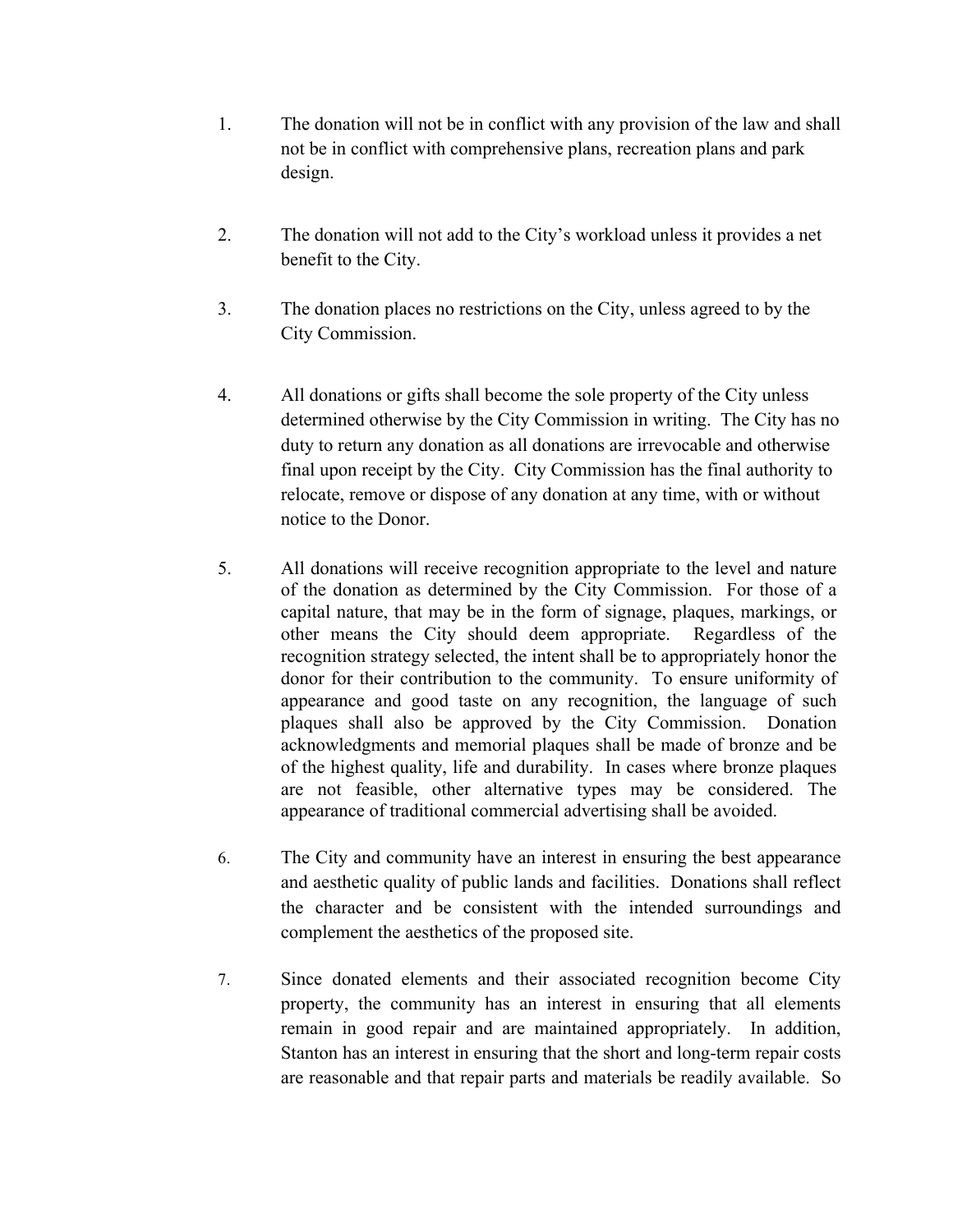1. The donation will not be in conflict with any provision of the law and shall not be in conflict with comprehensive plans, recreation plans and park design.

2. The donation will not add to the City's workload unless it provides a net benefit to the City.

3. The donation places no restrictions on the City, unless agreed to by the City Commission.

4. All donations or gifts shall become the sole property of the City unless determined otherwise by the City Commission in writing. The City has no duty to return any donation as all donations are irrevocable and otherwise final upon receipt by the City. City Commission has the final authority to relocate, remove or dispose of any donation at any time, with or without notice to the Donor.

5. All donations will receive recognition appropriate to the level and nature of the donation as determined by the City Commission. For those of a capital nature, that may be in the form of signage, plaques, markings, or other means the City should deem appropriate. Regardless of the recognition strategy selected, the intent shall be to appropriately honor the donor for their contribution to the community. To ensure uniformity of appearance and good taste on any recognition, the language of such plaques shall also be approved by the City Commission. Donation acknowledgments and memorial plaques shall be made of bronze and be of the highest quality, life and durability. In cases where bronze plaques are not feasible, other alternative types may be considered. The appearance of traditional commercial advertising shall be avoided.

6. The City and community have an interest in ensuring the best appearance and aesthetic quality of public lands and facilities. Donations shall reflect the character and be consistent with the intended surroundings and complement the aesthetics of the proposed site.

7. Since donated elements and their associated recognition become City property, the community has an interest in ensuring that all elements remain in good repair and are maintained appropriately. In addition, Stanton has an interest in ensuring that the short and long-term repair costs are reasonable and that repair parts and materials be readily available. So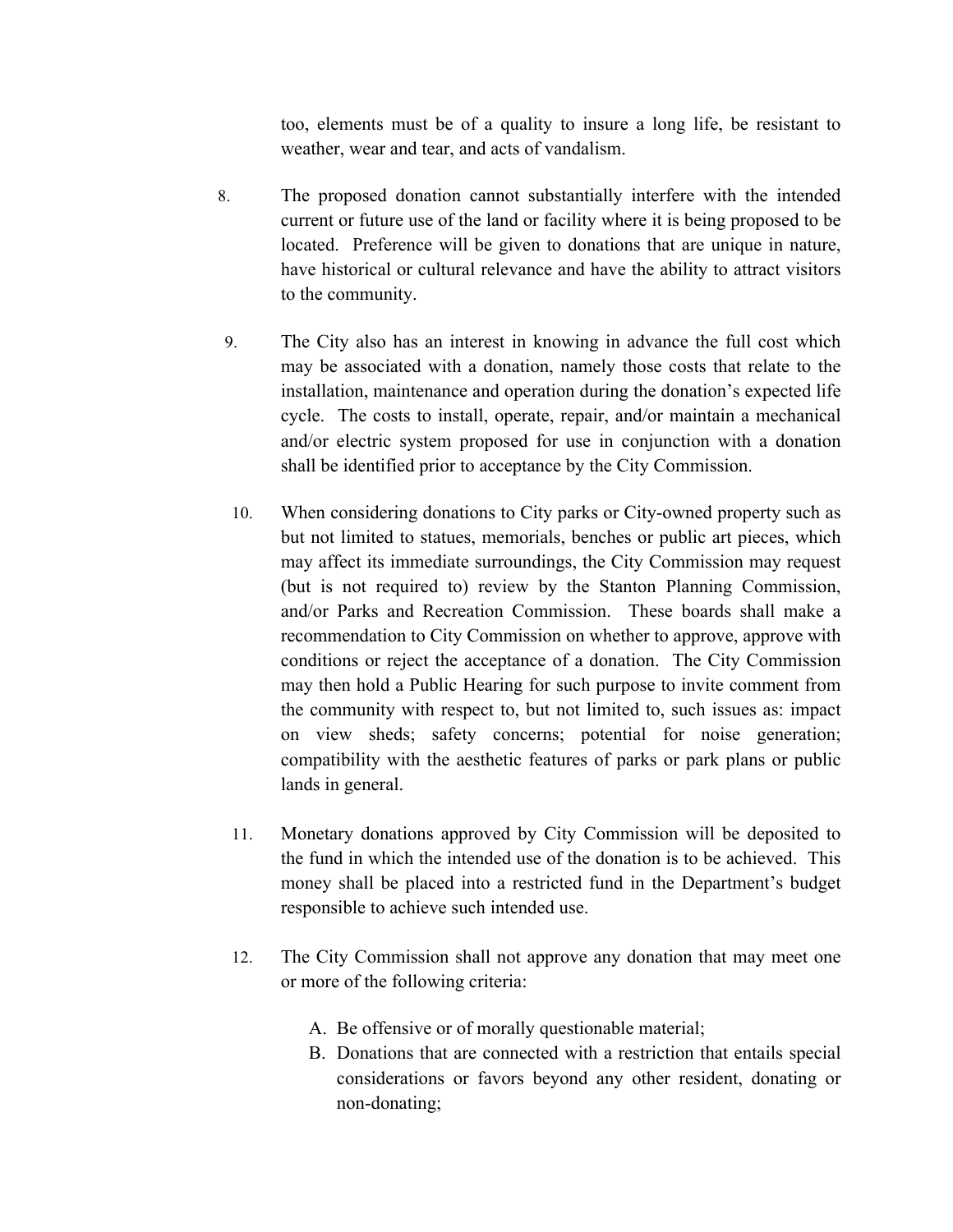too, elements must be of a quality to insure a long life, be resistant to weather, wear and tear, and acts of vandalism.

8. The proposed donation cannot substantially interfere with the intended current or future use of the land or facility where it is being proposed to be located. Preference will be given to donations that are unique in nature, have historical or cultural relevance and have the ability to attract visitors to the community.

9. The City also has an interest in knowing in advance the full cost which may be associated with a donation, namely those costs that relate to the installation, maintenance and operation during the donation's expected life cycle. The costs to install, operate, repair, and/or maintain a mechanical and/or electric system proposed for use in conjunction with a donation shall be identified prior to acceptance by the City Commission.

10. When considering donations to City parks or City-owned property such as but not limited to statues, memorials, benches or public art pieces, which may affect its immediate surroundings, the City Commission may request (but is not required to) review by the Stanton Planning Commission, and/or Parks and Recreation Commission. These boards shall make a recommendation to City Commission on whether to approve, approve with conditions or reject the acceptance of a donation. The City Commission may then hold a Public Hearing for such purpose to invite comment from the community with respect to, but not limited to, such issues as: impact on view sheds; safety concerns; potential for noise generation; compatibility with the aesthetic features of parks or park plans or public lands in general.

11. Monetary donations approved by City Commission will be deposited to the fund in which the intended use of the donation is to be achieved. This money shall be placed into a restricted fund in the Department's budget responsible to achieve such intended use.

12. The City Commission shall not approve any donation that may meet one or more of the following criteria:

    A. Be offensive or of morally questionable material;
    B. Donations that are connected with a restriction that entails special considerations or favors beyond any other resident, donating or non-donating;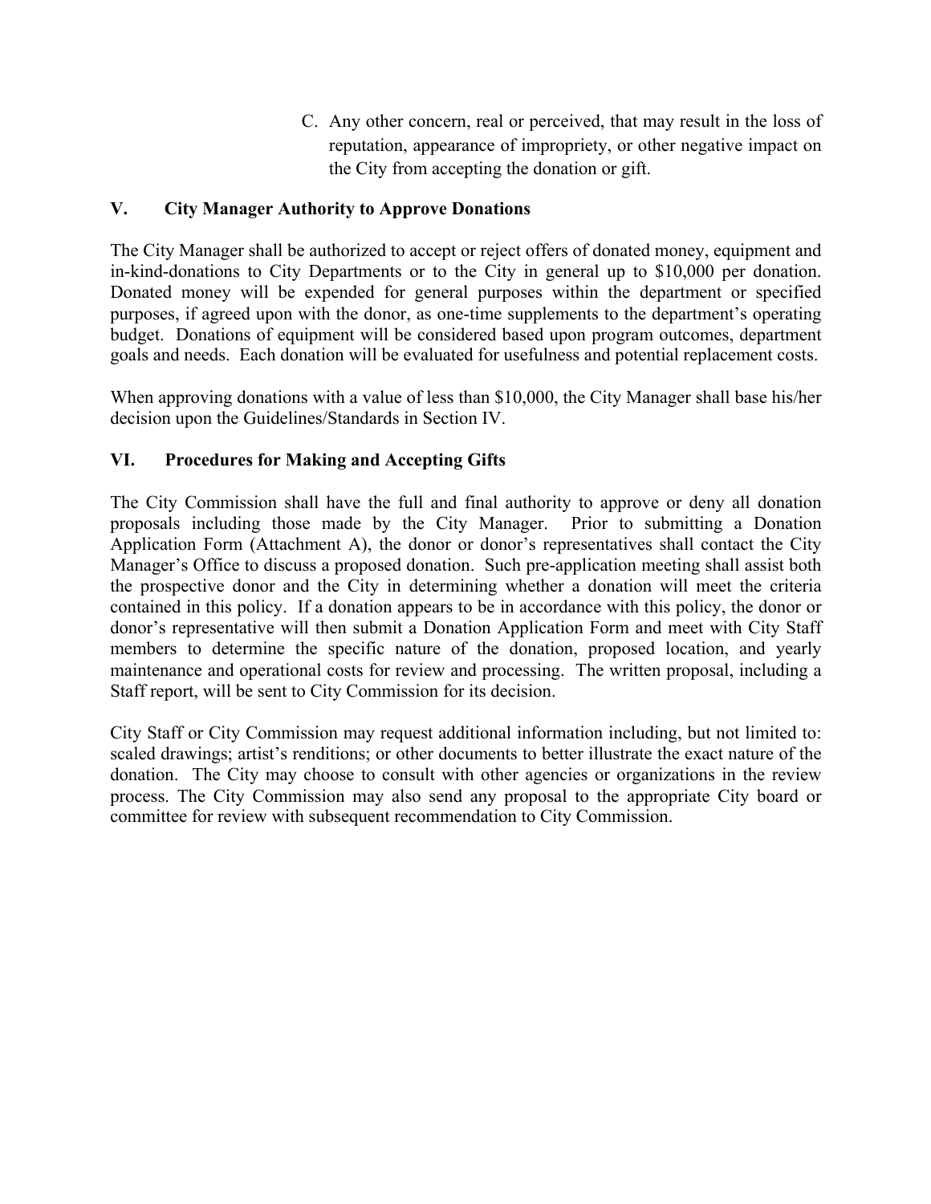C. Any other concern, real or perceived, that may result in the loss of reputation, appearance of impropriety, or other negative impact on the City from accepting the donation or gift.

## V. City Manager Authority to Approve Donations

The City Manager shall be authorized to accept or reject offers of donated money, equipment and in-kind-donations to City Departments or to the City in general up to $10,000 per donation. Donated money will be expended for general purposes within the department or specified purposes, if agreed upon with the donor, as one-time supplements to the department's operating budget. Donations of equipment will be considered based upon program outcomes, department goals and needs. Each donation will be evaluated for usefulness and potential replacement costs.

When approving donations with a value of less than $10,000, the City Manager shall base his/her decision upon the Guidelines/Standards in Section IV.

## VI. Procedures for Making and Accepting Gifts

The City Commission shall have the full and final authority to approve or deny all donation proposals including those made by the City Manager. Prior to submitting a Donation Application Form (Attachment A), the donor or donor's representatives shall contact the City Manager's Office to discuss a proposed donation. Such pre-application meeting shall assist both the prospective donor and the City in determining whether a donation will meet the criteria contained in this policy. If a donation appears to be in accordance with this policy, the donor or donor's representative will then submit a Donation Application Form and meet with City Staff members to determine the specific nature of the donation, proposed location, and yearly maintenance and operational costs for review and processing. The written proposal, including a Staff report, will be sent to City Commission for its decision.

City Staff or City Commission may request additional information including, but not limited to: scaled drawings; artist's renditions; or other documents to better illustrate the exact nature of the donation. The City may choose to consult with other agencies or organizations in the review process. The City Commission may also send any proposal to the appropriate City board or committee for review with subsequent recommendation to City Commission.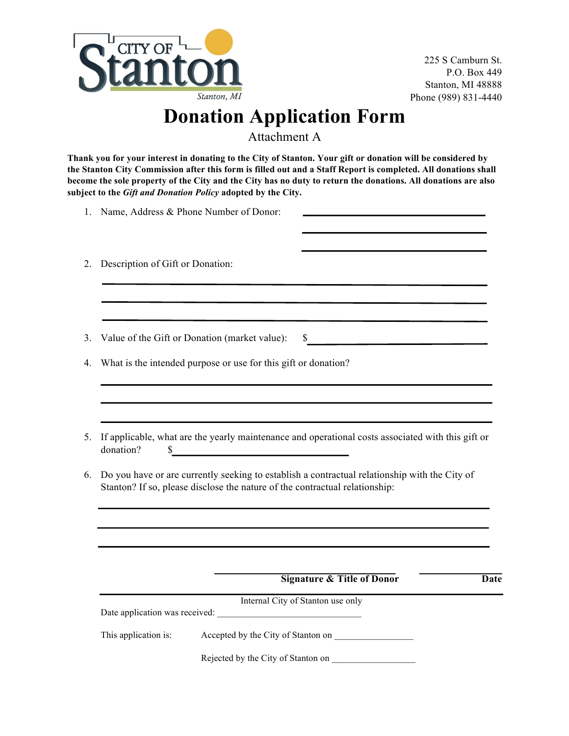CITY OF Stanton
Stanton, MI

225 S Camburn St.
P.O. Box 449
Stanton, MI 48888
Phone (989) 831-4440

# Donation Application Form

Attachment A

**Thank you for your interest in donating to the City of Stanton. Your gift or donation will be considered by the Stanton City Commission after this form is filled out and a Staff Report is completed. All donations shall become the sole property of the City and the City has no duty to return the donations. All donations are also subject to the *Gift and Donation Policy* adopted by the City.**

1. Name, Address & Phone Number of Donor: ______________________________
   ______________________________
   ______________________________

2. Description of Gift or Donation:
   ______________________________
   ______________________________
   ______________________________

3. Value of the Gift or Donation (market value): $______________________________

4. What is the intended purpose or use for this gift or donation?
   ______________________________
   ______________________________
   ______________________________

5. If applicable, what are the yearly maintenance and operational costs associated with this gift or donation? $______________________________

6. Do you have or are currently seeking to establish a contractual relationship with the City of Stanton? If so, please disclose the nature of the contractual relationship:
   ______________________________
   ______________________________
   ______________________________

______________________________ ______________
**Signature & Title of Donor** **Date**

---

Internal City of Stanton use only

Date application was received: ______________________________

This application is: Accepted by the City of Stanton on ________________

Rejected by the City of Stanton on ________________